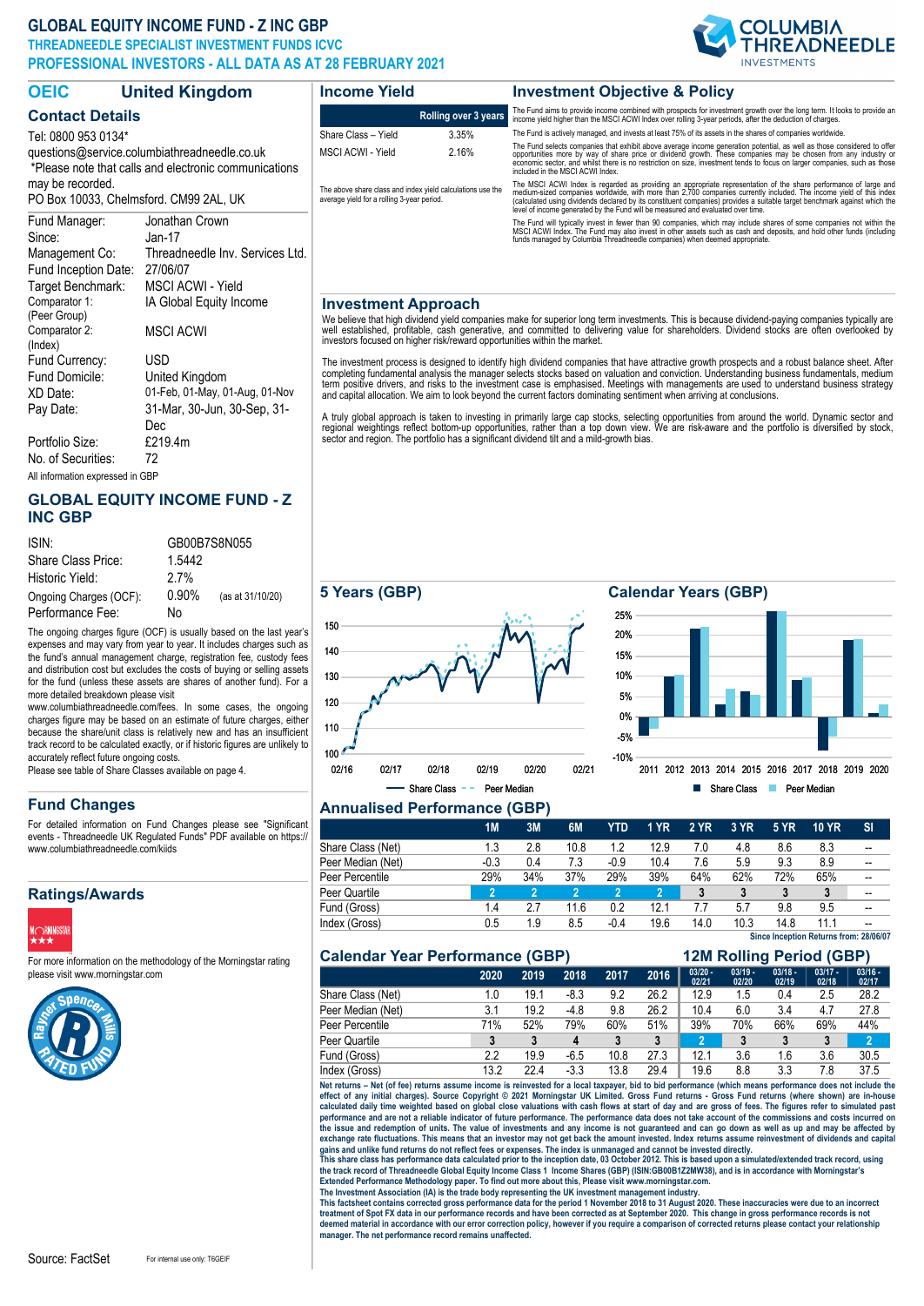# GLOBAL EQUITY INCOME FUND - Z INC GBP

**THREADNEEDLE SPECIALIST INVESTMENT FUNDS ICVC**

**PROFESSIONAL INVESTORS - ALL DATA AS AT 28 FEBRUARY 2021**

## OEIC United Kingdom

### Contact Details

Tel: 0800 953 0134*
questions@service.columbiathreadneedle.co.uk
*Please note that calls and electronic communications may be recorded.
PO Box 10033, Chelmsford. CM99 2AL, UK

| | |
|---|---|
| Fund Manager: | Jonathan Crown |
| Since: | Jan-17 |
| Management Co: | Threadneedle Inv. Services Ltd. |
| Fund Inception Date: | 27/06/07 |
| Target Benchmark: | MSCI ACWI - Yield |
| Comparator 1: (Peer Group) | IA Global Equity Income |
| Comparator 2: (Index) | MSCI ACWI |
| Fund Currency: | USD |
| Fund Domicile: | United Kingdom |
| XD Date: | 01-Feb, 01-May, 01-Aug, 01-Nov |
| Pay Date: | 31-Mar, 30-Jun, 30-Sep, 31-Dec |
| Portfolio Size: | £219.4m |
| No. of Securities: | 72 |

All information expressed in GBP

### GLOBAL EQUITY INCOME FUND - Z INC GBP

| | | |
|---|---|---|
| ISIN: | GB00B7S8N055 | |
| Share Class Price: | 1.5442 | |
| Historic Yield: | 2.7% | |
| Ongoing Charges (OCF): | 0.90% | (as at 31/10/20) |
| Performance Fee: | No | |

The ongoing charges figure (OCF) is usually based on the last year's expenses and may vary from year to year. It includes charges such as the fund's annual management charge, registration fee, custody fees and distribution cost but excludes the costs of buying or selling assets for the fund (unless these assets are shares of another fund). For a more detailed breakdown please visit www.columbiathreadneedle.com/fees. In some cases, the ongoing charges figure may be based on an estimate of future charges, either because the share/unit class is relatively new and has an insufficient track record to be calculated exactly, or if historic figures are unlikely to accurately reflect future ongoing costs.
Please see table of Share Classes available on page 4.

### Fund Changes

For detailed information on Fund Changes please see "Significant events - Threadneedle UK Regulated Funds" PDF available on https://www.columbiathreadneedle.com/kiids

### Ratings/Awards

For more information on the methodology of the Morningstar rating please visit www.morningstar.com

### Income Yield

| | Rolling over 3 years |
|---|---|
| Share Class – Yield | 3.35% |
| MSCI ACWI - Yield | 2.16% |

The above share class and index yield calculations use the average yield for a rolling 3-year period.

### Investment Objective & Policy

The Fund aims to provide income combined with prospects for investment growth over the long term. It looks to provide an income yield higher than the MSCI ACWI Index over rolling 3-year periods, after the deduction of charges.

The Fund is actively managed, and invests at least 75% of its assets in the shares of companies worldwide.

The Fund selects companies that exhibit above average income generation potential, as well as those considered to offer opportunities more by way of share price or dividend growth. These companies may be chosen from any industry or economic sector, and whilst there is no restriction on size, investment tends to focus on larger companies, such as those included in the MSCI ACWI Index.

The MSCI ACWI Index is regarded as providing an appropriate representation of the share performance of large and medium-sized companies worldwide, with more than 2,700 companies currently included. The income yield of this index (calculated using dividends declared by its constituent companies) provides a suitable target benchmark against which the level of income generated by the Fund will be measured and evaluated over time.

The Fund will typically invest in fewer than 90 companies, which may include shares of some companies not within the MSCI ACWI Index. The Fund may also invest in other assets such as cash and deposits, and hold other funds (including funds managed by Columbia Threadneedle companies) when deemed appropriate.

### Investment Approach

We believe that high dividend yield companies make for superior long term investments. This is because dividend-paying companies typically are well established, profitable, cash generative, and committed to delivering value for shareholders. Dividend stocks are often overlooked by investors focused on higher risk/reward opportunities within the market.

The investment process is designed to identify high dividend companies that have attractive growth prospects and a robust balance sheet. After completing fundamental analysis the manager selects stocks based on valuation and conviction. Understanding business fundamentals, medium term positive drivers, and risks to the investment case is emphasised. Meetings with managements are used to understand business strategy and capital allocation. We aim to look beyond the current factors dominating sentiment when arriving at conclusions.

A truly global approach is taken to investing in primarily large cap stocks, selecting opportunities from around the world. Dynamic sector and regional weightings reflect bottom-up opportunities, rather than a top down view. We are risk-aware and the portfolio is diversified by stock, sector and region. The portfolio has a significant dividend tilt and a mild-growth bias.

### 5 Years (GBP)

Share Class / Peer Median

### Calendar Years (GBP)

Share Class / Peer Median

### Annualised Performance (GBP)

| | 1M | 3M | 6M | YTD | 1 YR | 2 YR | 3 YR | 5 YR | 10 YR | SI |
|---|---|---|---|---|---|---|---|---|---|---|
| Share Class (Net) | 1.3 | 2.8 | 10.8 | 1.2 | 12.9 | 7.0 | 4.8 | 8.6 | 8.3 | -- |
| Peer Median (Net) | -0.3 | 0.4 | 7.3 | -0.9 | 10.4 | 7.6 | 5.9 | 9.3 | 8.9 | -- |
| Peer Percentile | 29% | 34% | 37% | 29% | 39% | 64% | 62% | 72% | 65% | -- |
| Peer Quartile | 2 | 2 | 2 | 2 | 2 | 3 | 3 | 3 | 3 | -- |
| Fund (Gross) | 1.4 | 2.7 | 11.6 | 0.2 | 12.1 | 7.7 | 5.7 | 9.8 | 9.5 | -- |
| Index (Gross) | 0.5 | 1.9 | 8.5 | -0.4 | 19.6 | 14.0 | 10.3 | 14.8 | 11.1 | -- |

Since Inception Returns from: 28/06/07

### Calendar Year Performance (GBP)

| | 2020 | 2019 | 2018 | 2017 | 2016 |
|---|---|---|---|---|---|
| Share Class (Net) | 1.0 | 19.1 | -8.3 | 9.2 | 26.2 |
| Peer Median (Net) | 3.1 | 19.2 | -4.8 | 9.8 | 26.2 |
| Peer Percentile | 71% | 52% | 79% | 60% | 51% |
| Peer Quartile | 3 | 3 | 4 | 3 | 3 |
| Fund (Gross) | 2.2 | 19.9 | -6.5 | 10.8 | 27.3 |
| Index (Gross) | 13.2 | 22.4 | -3.3 | 13.8 | 29.4 |

### 12M Rolling Period (GBP)

| | 03/20 - 02/21 | 03/19 - 02/20 | 03/18 - 02/19 | 03/17 - 02/18 | 03/16 - 02/17 |
|---|---|---|---|---|---|
| Share Class (Net) | 12.9 | 1.5 | 0.4 | 2.5 | 28.2 |
| Peer Median (Net) | 10.4 | 6.0 | 3.4 | 4.7 | 27.8 |
| Peer Percentile | 39% | 70% | 66% | 69% | 44% |
| Peer Quartile | 2 | 3 | 3 | 3 | 2 |
| Fund (Gross) | 12.1 | 3.6 | 1.6 | 3.6 | 30.5 |
| Index (Gross) | 19.6 | 8.8 | 3.3 | 7.8 | 37.5 |

**Net returns – Net (of fee) returns assume income is reinvested for a local taxpayer, bid to bid performance (which means performance does not include the effect of any initial charges). Source Copyright © 2021 Morningstar UK Limited. Gross Fund returns - Gross Fund returns (where shown) are in-house calculated daily time weighted based on global close valuations with cash flows at start of day and are gross of fees. The figures refer to simulated past performance and are not a reliable indicator of future performance. The performance data does not take account of the commissions and costs incurred on the issue and redemption of units. The value of investments and any income is not guaranteed and can go down as well as up and may be affected by exchange rate fluctuations. This means that an investor may not get back the amount invested. Index returns assume reinvestment of dividends and capital gains and unlike fund returns do not reflect fees or expenses. The index is unmanaged and cannot be invested directly.**
**This share class has performance data calculated prior to the inception date, 03 October 2012. This is based upon a simulated/extended track record, using the track record of Threadneedle Global Equity Income Class 1 Income Shares (GBP) (ISIN:GB00B1Z2MW38), and is in accordance with Morningstar's Extended Performance Methodology paper. To find out more about this, Please visit www.morningstar.com.**
**The Investment Association (IA) is the trade body representing the UK investment management industry.**
**This factsheet contains corrected gross performance data for the period 1 November 2018 to 31 August 2020. These inaccuracies were due to an incorrect treatment of Spot FX data in our performance records and have been corrected as at September 2020. This change in gross performance records is not deemed material in accordance with our error correction policy, however if you require a comparison of corrected returns please contact your relationship manager. The net performance record remains unaffected.**

Source: FactSet

For internal use only: T6GEIF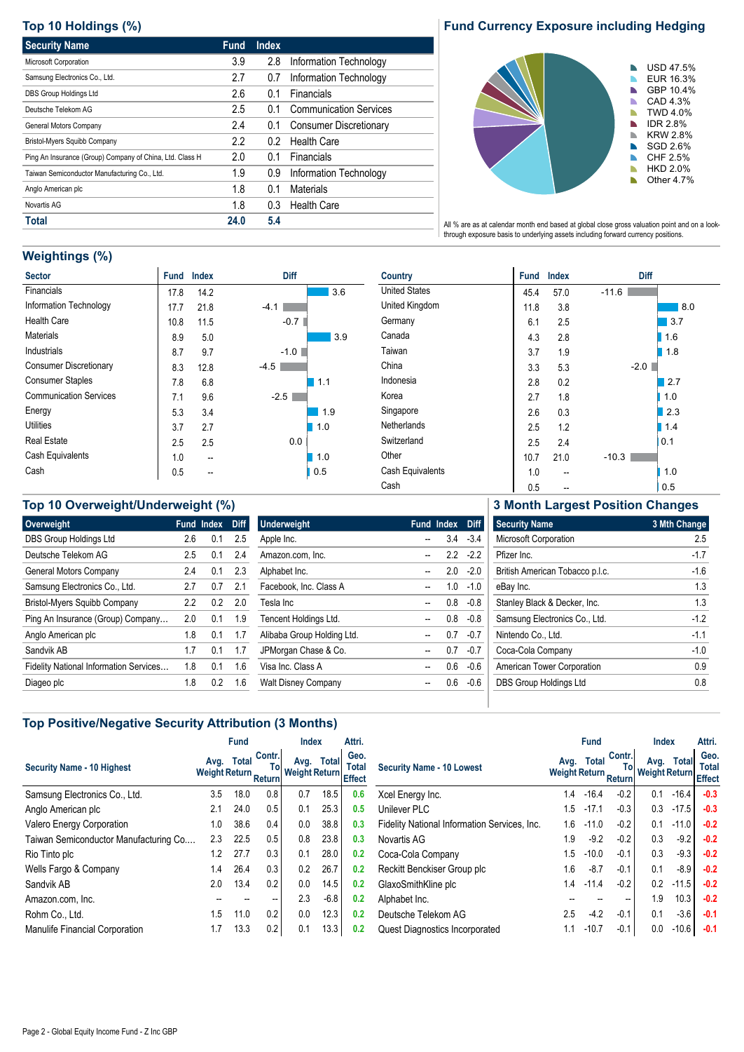## Top 10 Holdings (%)

| Security Name | Fund | Index | |
|---|---|---|---|
| Microsoft Corporation | 3.9 | 2.8 | Information Technology |
| Samsung Electronics Co., Ltd. | 2.7 | 0.7 | Information Technology |
| DBS Group Holdings Ltd | 2.6 | 0.1 | Financials |
| Deutsche Telekom AG | 2.5 | 0.1 | Communication Services |
| General Motors Company | 2.4 | 0.1 | Consumer Discretionary |
| Bristol-Myers Squibb Company | 2.2 | 0.2 | Health Care |
| Ping An Insurance (Group) Company of China, Ltd. Class H | 2.0 | 0.1 | Financials |
| Taiwan Semiconductor Manufacturing Co., Ltd. | 1.9 | 0.9 | Information Technology |
| Anglo American plc | 1.8 | 0.1 | Materials |
| Novartis AG | 1.8 | 0.3 | Health Care |
| **Total** | **24.0** | **5.4** | |

## Fund Currency Exposure including Hedging

| Currency | % |
|---|---|
| USD | 47.5% |
| EUR | 16.3% |
| GBP | 10.4% |
| CAD | 4.3% |
| TWD | 4.0% |
| IDR | 2.8% |
| KRW | 2.8% |
| SGD | 2.6% |
| CHF | 2.5% |
| HKD | 2.0% |
| Other | 4.7% |

All % are as at calendar month end based at global close gross valuation point and on a look-through exposure basis to underlying assets including forward currency positions.

## Weightings (%)

| Sector | Fund | Index | Diff |
|---|---|---|---|
| Financials | 17.8 | 14.2 | 3.6 |
| Information Technology | 17.7 | 21.8 | -4.1 |
| Health Care | 10.8 | 11.5 | -0.7 |
| Materials | 8.9 | 5.0 | 3.9 |
| Industrials | 8.7 | 9.7 | -1.0 |
| Consumer Discretionary | 8.3 | 12.8 | -4.5 |
| Consumer Staples | 7.8 | 6.8 | 1.1 |
| Communication Services | 7.1 | 9.6 | -2.5 |
| Energy | 5.3 | 3.4 | 1.9 |
| Utilities | 3.7 | 2.7 | 1.0 |
| Real Estate | 2.5 | 2.5 | 0.0 |
| Cash Equivalents | 1.0 | -- | 1.0 |
| Cash | 0.5 | -- | 0.5 |

| Country | Fund | Index | Diff |
|---|---|---|---|
| United States | 45.4 | 57.0 | -11.6 |
| United Kingdom | 11.8 | 3.8 | 8.0 |
| Germany | 6.1 | 2.5 | 3.7 |
| Canada | 4.3 | 2.8 | 1.6 |
| Taiwan | 3.7 | 1.9 | 1.8 |
| China | 3.3 | 5.3 | -2.0 |
| Indonesia | 2.8 | 0.2 | 2.7 |
| Korea | 2.7 | 1.8 | 1.0 |
| Singapore | 2.6 | 0.3 | 2.3 |
| Netherlands | 2.5 | 1.2 | 1.4 |
| Switzerland | 2.5 | 2.4 | 0.1 |
| Other | 10.7 | 21.0 | -10.3 |
| Cash Equivalents | 1.0 | -- | 1.0 |
| Cash | 0.5 | -- | 0.5 |

## Top 10 Overweight/Underweight (%)

| Overweight | Fund | Index | Diff |
|---|---|---|---|
| DBS Group Holdings Ltd | 2.6 | 0.1 | 2.5 |
| Deutsche Telekom AG | 2.5 | 0.1 | 2.4 |
| General Motors Company | 2.4 | 0.1 | 2.3 |
| Samsung Electronics Co., Ltd. | 2.7 | 0.7 | 2.1 |
| Bristol-Myers Squibb Company | 2.2 | 0.2 | 2.0 |
| Ping An Insurance (Group) Company… | 2.0 | 0.1 | 1.9 |
| Anglo American plc | 1.8 | 0.1 | 1.7 |
| Sandvik AB | 1.7 | 0.1 | 1.7 |
| Fidelity National Information Services… | 1.8 | 0.1 | 1.6 |
| Diageo plc | 1.8 | 0.2 | 1.6 |

| Underweight | Fund | Index | Diff |
|---|---|---|---|
| Apple Inc. | -- | 3.4 | -3.4 |
| Amazon.com, Inc. | -- | 2.2 | -2.2 |
| Alphabet Inc. | -- | 2.0 | -2.0 |
| Facebook, Inc. Class A | -- | 1.0 | -1.0 |
| Tesla Inc | -- | 0.8 | -0.8 |
| Tencent Holdings Ltd. | -- | 0.8 | -0.8 |
| Alibaba Group Holding Ltd. | -- | 0.7 | -0.7 |
| JPMorgan Chase & Co. | -- | 0.7 | -0.7 |
| Visa Inc. Class A | -- | 0.6 | -0.6 |
| Walt Disney Company | -- | 0.6 | -0.6 |

## 3 Month Largest Position Changes

| Security Name | 3 Mth Change |
|---|---|
| Microsoft Corporation | 2.5 |
| Pfizer Inc. | -1.7 |
| British American Tobacco p.l.c. | -1.6 |
| eBay Inc. | 1.3 |
| Stanley Black & Decker, Inc. | 1.3 |
| Samsung Electronics Co., Ltd. | -1.2 |
| Nintendo Co., Ltd. | -1.1 |
| Coca-Cola Company | -1.0 |
| American Tower Corporation | 0.9 |
| DBS Group Holdings Ltd | 0.8 |

## Top Positive/Negative Security Attribution (3 Months)

| | Fund | | | Index | | Attri. |
|---|---|---|---|---|---|---|
| Security Name - 10 Highest | Avg. Weight | Total Return | Contr. To Return | Avg. Weight | Total Return | Geo. Total Effect |
| Samsung Electronics Co., Ltd. | 3.5 | 18.0 | 0.8 | 0.7 | 18.5 | 0.6 |
| Anglo American plc | 2.1 | 24.0 | 0.5 | 0.1 | 25.3 | 0.5 |
| Valero Energy Corporation | 1.0 | 38.6 | 0.4 | 0.0 | 38.8 | 0.3 |
| Taiwan Semiconductor Manufacturing Co.… | 2.3 | 22.5 | 0.5 | 0.8 | 23.8 | 0.3 |
| Rio Tinto plc | 1.2 | 27.7 | 0.3 | 0.1 | 28.0 | 0.2 |
| Wells Fargo & Company | 1.4 | 26.4 | 0.3 | 0.2 | 26.7 | 0.2 |
| Sandvik AB | 2.0 | 13.4 | 0.2 | 0.0 | 14.5 | 0.2 |
| Amazon.com, Inc. | -- | -- | -- | 2.3 | -6.8 | 0.2 |
| Rohm Co., Ltd. | 1.5 | 11.0 | 0.2 | 0.0 | 12.3 | 0.2 |
| Manulife Financial Corporation | 1.7 | 13.3 | 0.2 | 0.1 | 13.3 | 0.2 |

| | Fund | | | Index | | Attri. |
|---|---|---|---|---|---|---|
| Security Name - 10 Lowest | Avg. Weight | Total Return | Contr. To Return | Avg. Weight | Total Return | Geo. Total Effect |
| Xcel Energy Inc. | 1.4 | -16.4 | -0.2 | 0.1 | -16.4 | -0.3 |
| Unilever PLC | 1.5 | -17.1 | -0.3 | 0.3 | -17.5 | -0.3 |
| Fidelity National Information Services, Inc. | 1.6 | -11.0 | -0.2 | 0.1 | -11.0 | -0.2 |
| Novartis AG | 1.9 | -9.2 | -0.2 | 0.3 | -9.2 | -0.2 |
| Coca-Cola Company | 1.5 | -10.0 | -0.1 | 0.3 | -9.3 | -0.2 |
| Reckitt Benckiser Group plc | 1.6 | -8.7 | -0.1 | 0.1 | -8.9 | -0.2 |
| GlaxoSmithKline plc | 1.4 | -11.4 | -0.2 | 0.2 | -11.5 | -0.2 |
| Alphabet Inc. | -- | -- | -- | 1.9 | 10.3 | -0.2 |
| Deutsche Telekom AG | 2.5 | -4.2 | -0.1 | 0.1 | -3.6 | -0.1 |
| Quest Diagnostics Incorporated | 1.1 | -10.7 | -0.1 | 0.0 | -10.6 | -0.1 |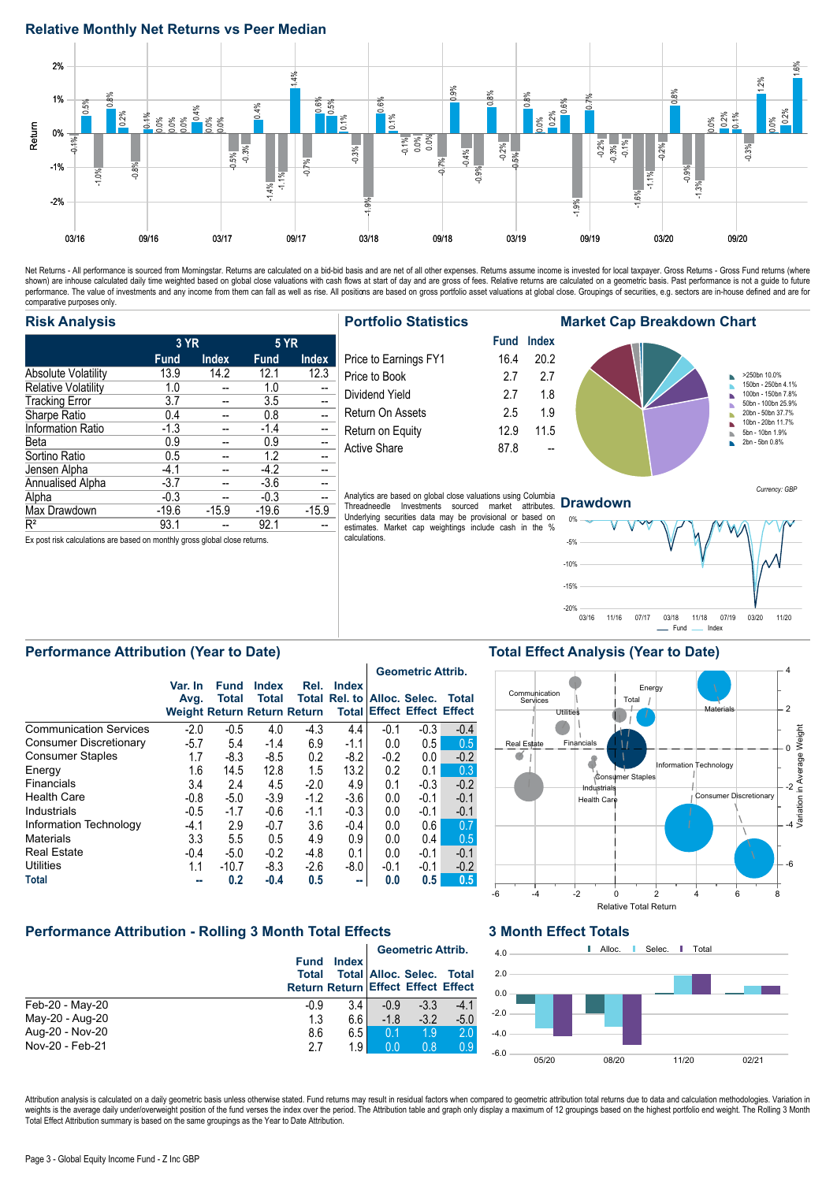## Relative Monthly Net Returns vs Peer Median

Net Returns - All performance is sourced from Morningstar. Returns are calculated on a bid-bid basis and are net of all other expenses. Returns assume income is invested for local taxpayer. Gross Returns - Gross Fund returns (where shown) are inhouse calculated daily time weighted based on global close valuations with cash flows at start of day and are gross of fees. Relative returns are calculated on a geometric basis. Past performance is not a guide to future performance. The value of investments and any income from them can fall as well as rise. All positions are based on gross portfolio asset valuations at global close. Groupings of securities, e.g. sectors are in-house defined and are for comparative purposes only.

## Risk Analysis

| | 3 YR | | 5 YR | |
|---|---|---|---|---|
| | Fund | Index | Fund | Index |
| Absolute Volatility | 13.9 | 14.2 | 12.1 | 12.3 |
| Relative Volatility | 1.0 | -- | 1.0 | -- |
| Tracking Error | 3.7 | -- | 3.5 | -- |
| Sharpe Ratio | 0.4 | -- | 0.8 | -- |
| Information Ratio | -1.3 | -- | -1.4 | -- |
| Beta | 0.9 | -- | 0.9 | -- |
| Sortino Ratio | 0.5 | -- | 1.2 | -- |
| Jensen Alpha | -4.1 | -- | -4.2 | -- |
| Annualised Alpha | -3.7 | -- | -3.6 | -- |
| Alpha | -0.3 | -- | -0.3 | -- |
| Max Drawdown | -19.6 | -15.9 | -19.6 | -15.9 |
| $R^2$ | 93.1 | -- | 92.1 | -- |

Ex post risk calculations are based on monthly gross global close returns.

## Portfolio Statistics

| | Fund | Index |
|---|---|---|
| Price to Earnings FY1 | 16.4 | 20.2 |
| Price to Book | 2.7 | 2.7 |
| Dividend Yield | 2.7 | 1.8 |
| Return On Assets | 2.5 | 1.9 |
| Return on Equity | 12.9 | 11.5 |
| Active Share | 87.8 | -- |

Analytics are based on global close valuations using Columbia Threadneedle Investments sourced market attributes. Underlying securities data may be provisional or based on estimates. Market cap weightings include cash in the % calculations.

## Market Cap Breakdown Chart

- >250bn 10.0%
- 150bn - 250bn 4.1%
- 100bn - 150bn 7.8%
- 50bn - 100bn 25.9%
- 20bn - 50bn 37.7%
- 10bn - 20bn 11.7%
- 5bn - 10bn 1.9%
- 2bn - 5bn 0.8%

Currency: GBP

## Drawdown

## Performance Attribution (Year to Date)

| | Var. In Avg. Weight | Fund Total Return | Index Total Return | Rel. Total Return | Index Rel. to Total | Alloc. Effect | Selec. Effect | Total Effect |
|---|---|---|---|---|---|---|---|---|
| Communication Services | -2.0 | -0.5 | 4.0 | -4.3 | 4.4 | -0.1 | -0.3 | -0.4 |
| Consumer Discretionary | -5.7 | 5.4 | -1.4 | 6.9 | -1.1 | 0.0 | 0.5 | 0.5 |
| Consumer Staples | 1.7 | -8.3 | -8.5 | 0.2 | -8.2 | -0.2 | 0.0 | -0.2 |
| Energy | 1.6 | 14.5 | 12.8 | 1.5 | 13.2 | 0.2 | 0.1 | 0.3 |
| Financials | 3.4 | 2.4 | 4.5 | -2.0 | 4.9 | 0.1 | -0.3 | -0.2 |
| Health Care | -0.8 | -5.0 | -3.9 | -1.2 | -3.6 | 0.0 | -0.1 | -0.1 |
| Industrials | -0.5 | -1.7 | -0.6 | -1.1 | -0.3 | 0.0 | -0.1 | -0.1 |
| Information Technology | -4.1 | 2.9 | -0.7 | 3.6 | -0.4 | 0.0 | 0.6 | 0.7 |
| Materials | 3.3 | 5.5 | 0.5 | 4.9 | 0.9 | 0.0 | 0.4 | 0.5 |
| Real Estate | -0.4 | -5.0 | -0.2 | -4.8 | 0.1 | 0.0 | -0.1 | -0.1 |
| Utilities | 1.1 | -10.7 | -8.3 | -2.6 | -8.0 | -0.1 | -0.1 | -0.2 |
| **Total** | **--** | **0.2** | **-0.4** | **0.5** | **--** | **0.0** | **0.5** | **0.5** |

Geometric Attrib.: Alloc. Effect, Selec. Effect, Total Effect

## Total Effect Analysis (Year to Date)

## Performance Attribution - Rolling 3 Month Total Effects

| | Fund Total Return | Index Total Return | Alloc. Effect | Selec. Effect | Total Effect |
|---|---|---|---|---|---|
| Feb-20 - May-20 | -0.9 | 3.4 | -0.9 | -3.3 | -4.1 |
| May-20 - Aug-20 | 1.3 | 6.6 | -1.8 | -3.2 | -5.0 |
| Aug-20 - Nov-20 | 8.6 | 6.5 | 0.1 | 1.9 | 2.0 |
| Nov-20 - Feb-21 | 2.7 | 1.9 | 0.0 | 0.8 | 0.9 |

Geometric Attrib.: Alloc. Effect, Selec. Effect, Total Effect

## 3 Month Effect Totals

Attribution analysis is calculated on a daily geometric basis unless otherwise stated. Fund returns may result in residual factors when compared to geometric attribution total returns due to data and calculation methodologies. Variation in weights is the average daily under/overweight position of the fund verses the index over the period. The Attribution table and graph only display a maximum of 12 groupings based on the highest portfolio end weight. The Rolling 3 Month Total Effect Attribution summary is based on the same groupings as the Year to Date Attribution.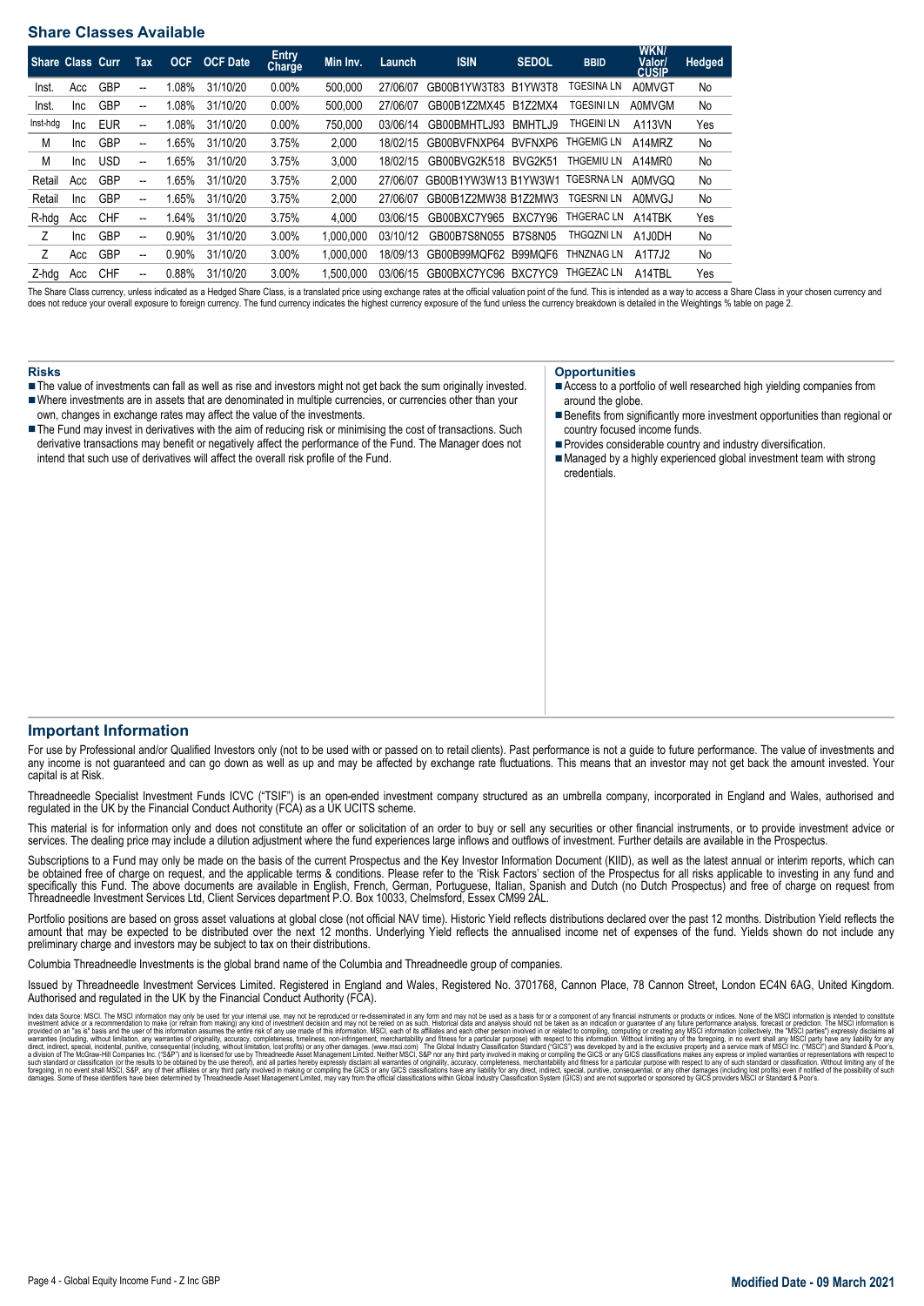## Share Classes Available

| Share Class | Curr | Tax | OCF | OCF Date | Entry Charge | Min Inv. | Launch | ISIN | SEDOL | BBID | WKN/ Valor/ CUSIP | Hedged |
|---|---|---|---|---|---|---|---|---|---|---|---|---|
| Inst. | Acc | GBP | -- | 1.08% | 31/10/20 | 0.00% | 500,000 | 27/06/07 | GB00B1YW3T83 | B1YW3T8 | TGESINA LN | A0MVGT | No |
| Inst. | Inc | GBP | -- | 1.08% | 31/10/20 | 0.00% | 500,000 | 27/06/07 | GB00B1Z2MX45 | B1Z2MX4 | TGESINI LN | A0MVGM | No |
| Inst-hdg | Inc | EUR | -- | 1.08% | 31/10/20 | 0.00% | 750,000 | 03/06/14 | GB00BMHTLJ93 | BMHTLJ9 | THGEINI LN | A113VN | Yes |
| M | Inc | GBP | -- | 1.65% | 31/10/20 | 3.75% | 2,000 | 18/02/15 | GB00BVFNXP64 | BVFNXP6 | THGEMIG LN | A14MRZ | No |
| M | Inc | USD | -- | 1.65% | 31/10/20 | 3.75% | 3,000 | 18/02/15 | GB00BVG2K518 | BVG2K51 | THGEMIU LN | A14MR0 | No |
| Retail | Acc | GBP | -- | 1.65% | 31/10/20 | 3.75% | 2,000 | 27/06/07 | GB00B1YW3W13 | B1YW3W1 | TGESRNA LN | A0MVGQ | No |
| Retail | Inc | GBP | -- | 1.65% | 31/10/20 | 3.75% | 2,000 | 27/06/07 | GB00B1Z2MW38 | B1Z2MW3 | TGESRNI LN | A0MVGJ | No |
| R-hdg | Acc | CHF | -- | 1.64% | 31/10/20 | 3.75% | 4,000 | 03/06/15 | GB00BXC7Y965 | BXC7Y96 | THGERAC LN | A14TBK | Yes |
| Z | Inc | GBP | -- | 0.90% | 31/10/20 | 3.00% | 1,000,000 | 03/10/12 | GB00B7S8N055 | B7S8N05 | THGQZNI LN | A1J0DH | No |
| Z | Acc | GBP | -- | 0.90% | 31/10/20 | 3.00% | 1,000,000 | 18/09/13 | GB00B99MQF62 | B99MQF6 | THNZNAG LN | A1T7J2 | No |
| Z-hdg | Acc | CHF | -- | 0.88% | 31/10/20 | 3.00% | 1,500,000 | 03/06/15 | GB00BXC7YC96 | BXC7YC9 | THGEZAC LN | A14TBL | Yes |

The Share Class currency, unless indicated as a Hedged Share Class, is a translated price using exchange rates at the official valuation point of the fund. This is intended as a way to access a Share Class in your chosen currency and does not reduce your overall exposure to foreign currency. The fund currency indicates the highest currency exposure of the fund unless the currency breakdown is detailed in the Weightings % table on page 2.

### Risks

- The value of investments can fall as well as rise and investors might not get back the sum originally invested.
- Where investments are in assets that are denominated in multiple currencies, or currencies other than your own, changes in exchange rates may affect the value of the investments.
- The Fund may invest in derivatives with the aim of reducing risk or minimising the cost of transactions. Such derivative transactions may benefit or negatively affect the performance of the Fund. The Manager does not intend that such use of derivatives will affect the overall risk profile of the Fund.

### Opportunities

- Access to a portfolio of well researched high yielding companies from around the globe.
- Benefits from significantly more investment opportunities than regional or country focused income funds.
- Provides considerable country and industry diversification.
- Managed by a highly experienced global investment team with strong credentials.

## Important Information

For use by Professional and/or Qualified Investors only (not to be used with or passed on to retail clients). Past performance is not a guide to future performance. The value of investments and any income is not guaranteed and can go down as well as up and may be affected by exchange rate fluctuations. This means that an investor may not get back the amount invested. Your capital is at Risk.

Threadneedle Specialist Investment Funds ICVC ("TSIF") is an open-ended investment company structured as an umbrella company, incorporated in England and Wales, authorised and regulated in the UK by the Financial Conduct Authority (FCA) as a UK UCITS scheme.

This material is for information only and does not constitute an offer or solicitation of an order to buy or sell any securities or other financial instruments, or to provide investment advice or services. The dealing price may include a dilution adjustment where the fund experiences large inflows and outflows of investment. Further details are available in the Prospectus.

Subscriptions to a Fund may only be made on the basis of the current Prospectus and the Key Investor Information Document (KIID), as well as the latest annual or interim reports, which can be obtained free of charge on request, and the applicable terms & conditions. Please refer to the 'Risk Factors' section of the Prospectus for all risks applicable to investing in any fund and specifically this Fund. The above documents are available in English, French, German, Portuguese, Italian, Spanish and Dutch (no Dutch Prospectus) and free of charge on request from Threadneedle Investment Services Ltd, Client Services department P.O. Box 10033, Chelmsford, Essex CM99 2AL.

Portfolio positions are based on gross asset valuations at global close (not official NAV time). Historic Yield reflects distributions declared over the past 12 months. Distribution Yield reflects the amount that may be expected to be distributed over the next 12 months. Underlying Yield reflects the annualised income net of expenses of the fund. Yields shown do not include any preliminary charge and investors may be subject to tax on their distributions.

Columbia Threadneedle Investments is the global brand name of the Columbia and Threadneedle group of companies.

Issued by Threadneedle Investment Services Limited. Registered in England and Wales, Registered No. 3701768, Cannon Place, 78 Cannon Street, London EC4N 6AG, United Kingdom. Authorised and regulated in the UK by the Financial Conduct Authority (FCA).

Index data Source: MSCI. The MSCI information may only be used for your internal use, may not be reproduced or re-disseminated in any form and may not be used as a basis for or a component of any financial instruments or products or indices. None of the MSCI information is intended to constitute investment advice or a recommendation to make (or refrain from making) any kind of investment decision and may not be relied on as such. Historical data and analysis should not be taken as an indication or guarantee of any future performance analysis, forecast or prediction. The MSCI information is provided on an "as is" basis and the user of this information assumes the entire risk of any use made of this information. MSCI, each of its affiliates and each other person involved in or related to compiling, computing or creating any MSCI information (collectively, the "MSCI parties") expressly disclaims all warranties (including, without limitation, any warranties of originality, accuracy, completeness, timeliness, non-infringement, merchantability and fitness for a particular purpose) with respect to this information. Without limiting any of the foregoing, in no event shall any MSCI party have any liability for any direct, indirect, special, incidental, punitive, consequential (including, without limitation, lost profits) or any other damages. (www.msci.com) The Global Industry Classification Standard ("GICS") was developed by and is the exclusive property and a service mark of MSCI Inc. ("MSCI") and Standard & Poor's, a division of The McGraw-Hill Companies Inc. ("S&P") and is licensed for use by Threadneedle Asset Management Limited. Neither MSCI, S&P nor any third party involved in making or compiling the GICS or any GICS classifications makes any express or implied warranties or representations with respect to such standard or classification (or the results to be obtained by the use thereof), and all parties hereby expressly disclaim all warranties of originality, accuracy, completeness, merchantability and fitness for a particular purpose with respect to any of such standard or classification. Without limiting any of the foregoing, in no event shall MSCI, S&P, any of their affiliates or any third party involved in making or compiling the GICS or any GICS classifications have any liability for any direct, indirect, special, punitive, consequential, or any other damages (including lost profits) even if notified of the possibility of such damages. Some of these identifiers have been determined by Threadneedle Asset Management Limited, may vary from the official classifications within Global Industry Classification System (GICS) and are not supported or sponsored by GICS providers MSCI or Standard & Poor's.

Modified Date - 09 March 2021